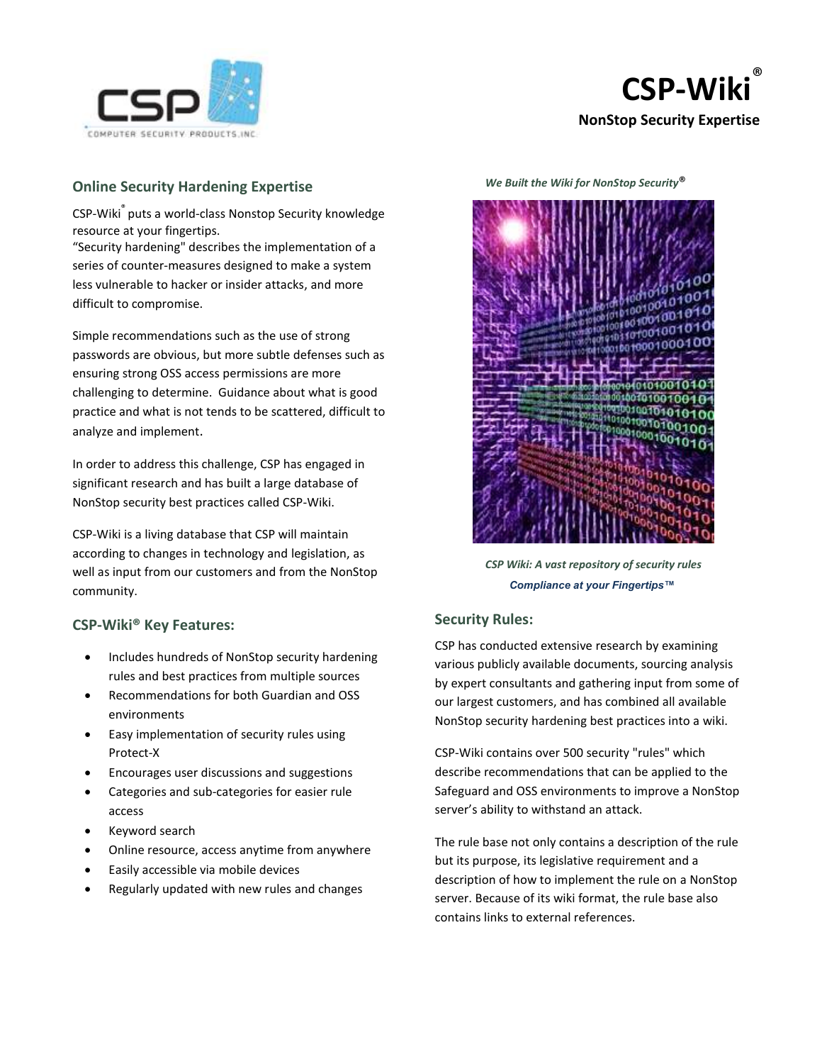# CSP-Wiki®

**NonStop Security Expertise**

## Online Security Hardening Expertise

CSP-Wiki® puts a world-class Nonstop Security knowledge resource at your fingertips.
"Security hardening" describes the implementation of a series of counter-measures designed to make a system less vulnerable to hacker or insider attacks, and more difficult to compromise.

Simple recommendations such as the use of strong passwords are obvious, but more subtle defenses such as ensuring strong OSS access permissions are more challenging to determine. Guidance about what is good practice and what is not tends to be scattered, difficult to analyze and implement.

In order to address this challenge, CSP has engaged in significant research and has built a large database of NonStop security best practices called CSP-Wiki.

CSP-Wiki is a living database that CSP will maintain according to changes in technology and legislation, as well as input from our customers and from the NonStop community.

## CSP-Wiki® Key Features:

- Includes hundreds of NonStop security hardening rules and best practices from multiple sources
- Recommendations for both Guardian and OSS environments
- Easy implementation of security rules using Protect-X
- Encourages user discussions and suggestions
- Categories and sub-categories for easier rule access
- Keyword search
- Online resource, access anytime from anywhere
- Easily accessible via mobile devices
- Regularly updated with new rules and changes

*We Built the Wiki for NonStop Security®*

*CSP Wiki: A vast repository of security rules*

***Compliance at your Fingertips™***

## Security Rules:

CSP has conducted extensive research by examining various publicly available documents, sourcing analysis by expert consultants and gathering input from some of our largest customers, and has combined all available NonStop security hardening best practices into a wiki.

CSP-Wiki contains over 500 security "rules" which describe recommendations that can be applied to the Safeguard and OSS environments to improve a NonStop server's ability to withstand an attack.

The rule base not only contains a description of the rule but its purpose, its legislative requirement and a description of how to implement the rule on a NonStop server. Because of its wiki format, the rule base also contains links to external references.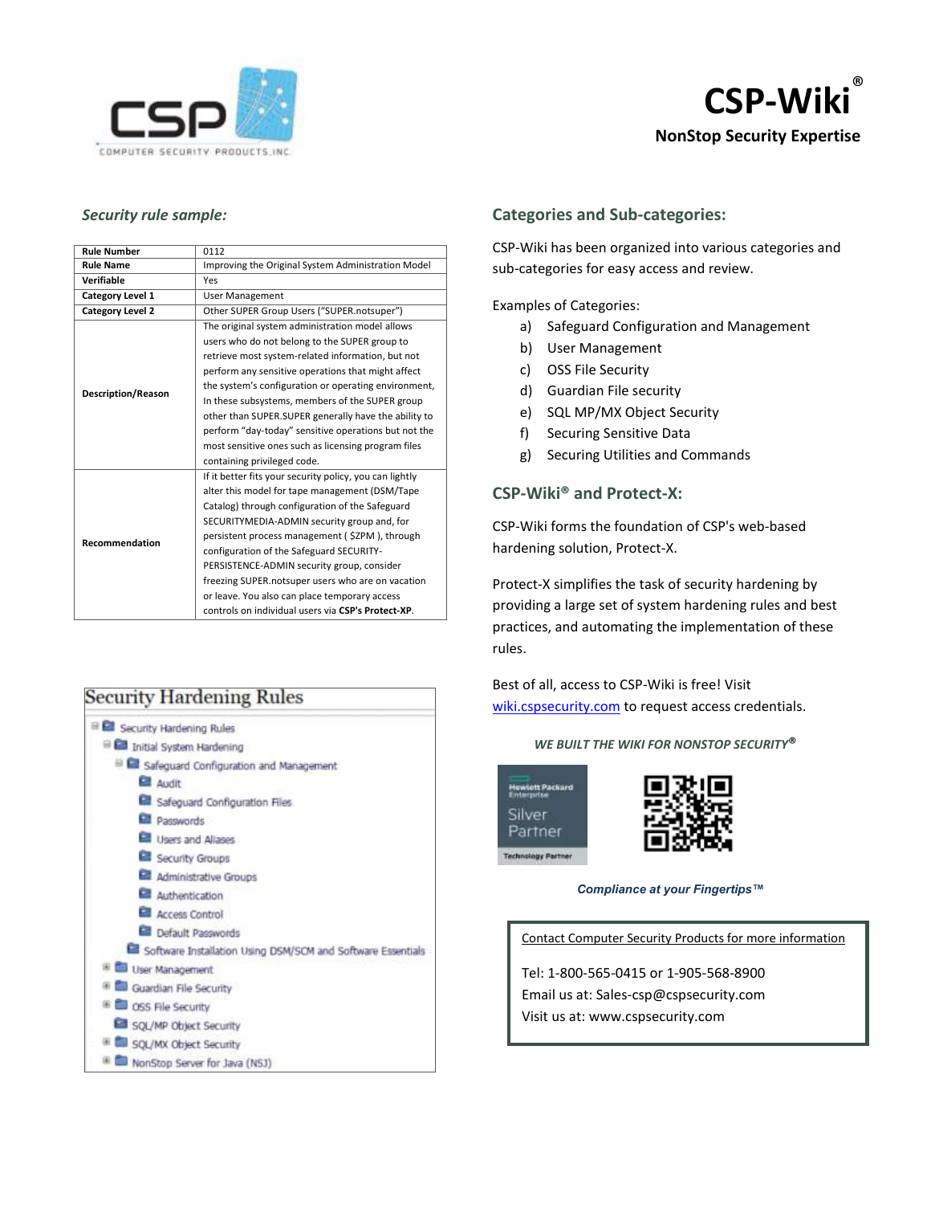CSP COMPUTER SECURITY PRODUCTS INC.

# CSP-Wiki®

**NonStop Security Expertise**

### *Security rule sample:*

| | |
|---|---|
| **Rule Number** | 0112 |
| **Rule Name** | Improving the Original System Administration Model |
| **Verifiable** | Yes |
| **Category Level 1** | User Management |
| **Category Level 2** | Other SUPER Group Users ("SUPER.notsuper") |
| **Description/Reason** | The original system administration model allows users who do not belong to the SUPER group to retrieve most system-related information, but not perform any sensitive operations that might affect the system's configuration or operating environment, In these subsystems, members of the SUPER group other than SUPER.SUPER generally have the ability to perform "day-today" sensitive operations but not the most sensitive ones such as licensing program files containing privileged code. |
| **Recommendation** | If it better fits your security policy, you can lightly alter this model for tape management (DSM/Tape Catalog) through configuration of the Safeguard SECURITYMEDIA-ADMIN security group and, for persistent process management ( $ZPM ), through configuration of the Safeguard SECURITY-PERSISTENCE-ADMIN security group, consider freezing SUPER.notsuper users who are on vacation or leave. You also can place temporary access controls on individual users via **CSP's Protect-XP**. |

## Security Hardening Rules

- Security Hardening Rules
  - Initial System Hardening
    - Safeguard Configuration and Management
      - Audit
      - Safeguard Configuration Files
      - Passwords
      - Users and Aliases
      - Security Groups
      - Administrative Groups
      - Authentication
      - Access Control
      - Default Passwords
    - Software Installation Using DSM/SCM and Software Essentials
  - User Management
  - Guardian File Security
  - OSS File Security
  - SQL/MP Object Security
  - SQL/MX Object Security
  - NonStop Server for Java (NSJ)

## Categories and Sub-categories:

CSP-Wiki has been organized into various categories and sub-categories for easy access and review.

Examples of Categories:

a) Safeguard Configuration and Management
b) User Management
c) OSS File Security
d) Guardian File security
e) SQL MP/MX Object Security
f) Securing Sensitive Data
g) Securing Utilities and Commands

## CSP-Wiki® and Protect-X:

CSP-Wiki forms the foundation of CSP's web-based hardening solution, Protect-X.

Protect-X simplifies the task of security hardening by providing a large set of system hardening rules and best practices, and automating the implementation of these rules.

Best of all, access to CSP-Wiki is free! Visit [wiki.cspsecurity.com](wiki.cspsecurity.com) to request access credentials.

***WE BUILT THE WIKI FOR NONSTOP SECURITY®***

Hewlett Packard Enterprise Silver Partner Technology Partner

***Compliance at your Fingertips™***

Contact Computer Security Products for more information

Tel: 1-800-565-0415 or 1-800-568-8900
Email us at: Sales-csp@cspsecurity.com
Visit us at: www.cspsecurity.com